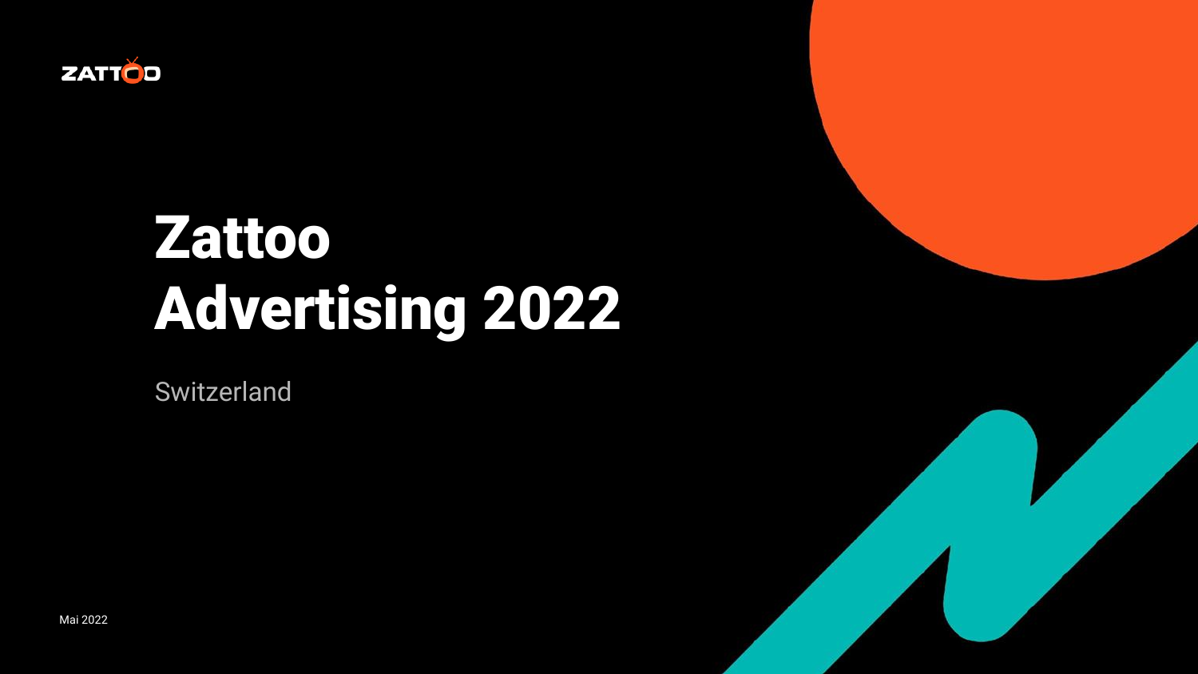ZATTOO

# Zattoo Advertising 2022

Switzerland

Mai 2022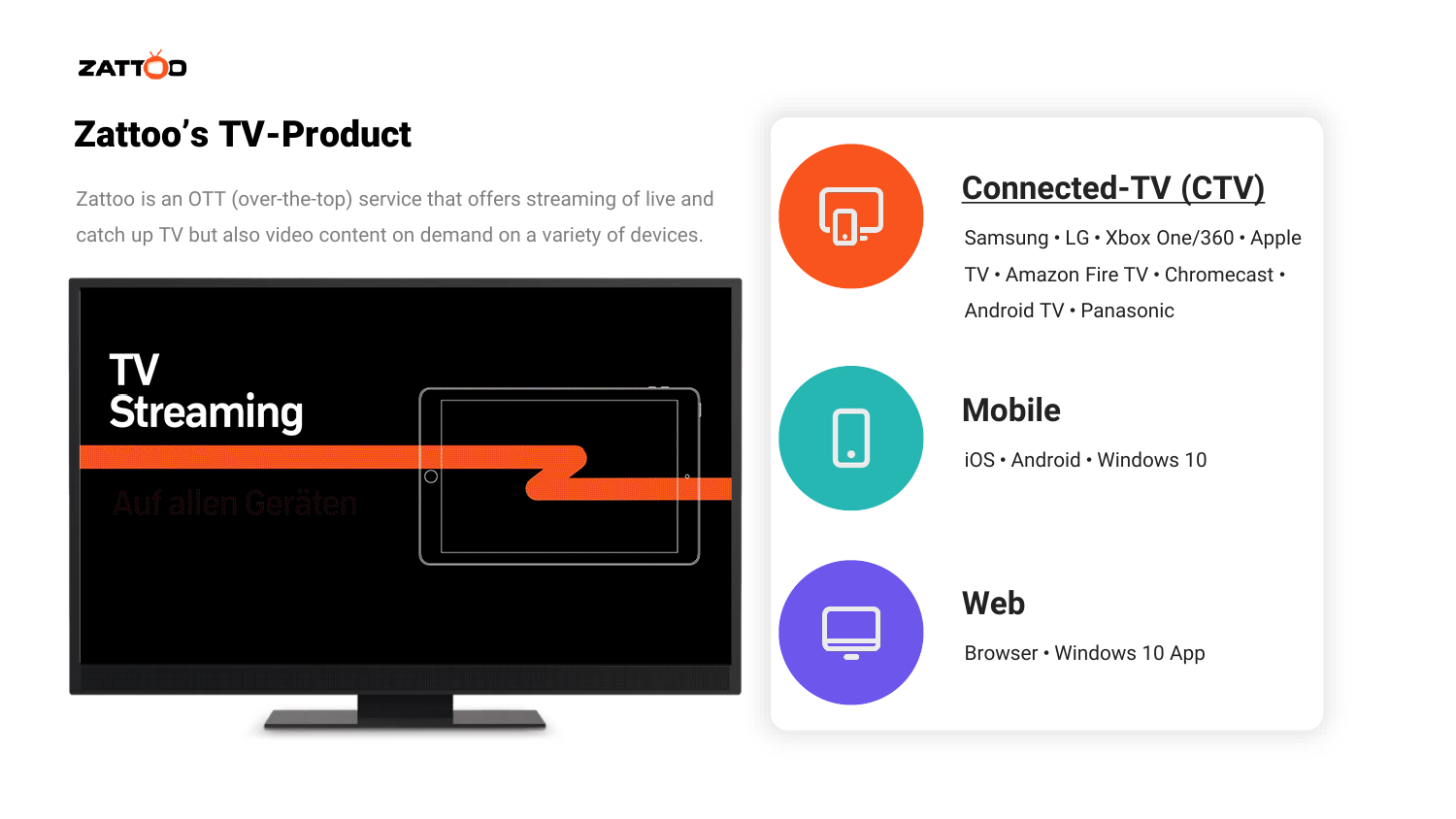# Zattoo's TV-Product

Zattoo is an OTT (over-the-top) service that offers streaming of live and catch up TV but also video content on demand on a variety of devices.

TV Streaming

Auf allen Geräten

## Connected-TV (CTV)

Samsung • LG • Xbox One/360 • Apple TV • Amazon Fire TV • Chromecast • Android TV • Panasonic

## Mobile

iOS • Android • Windows 10

## Web

Browser • Windows 10 App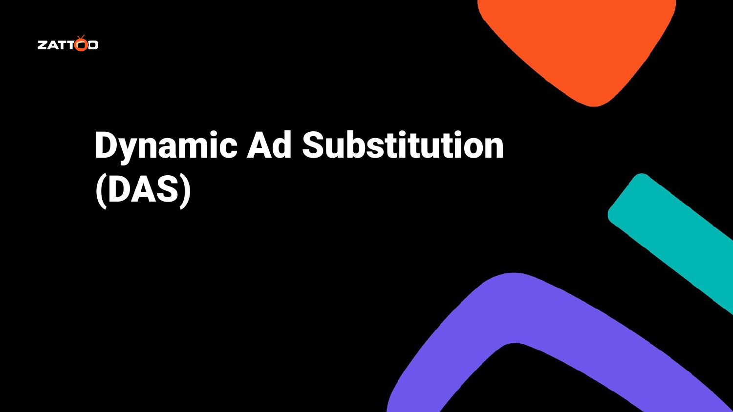# Dynamic Ad Substitution (DAS)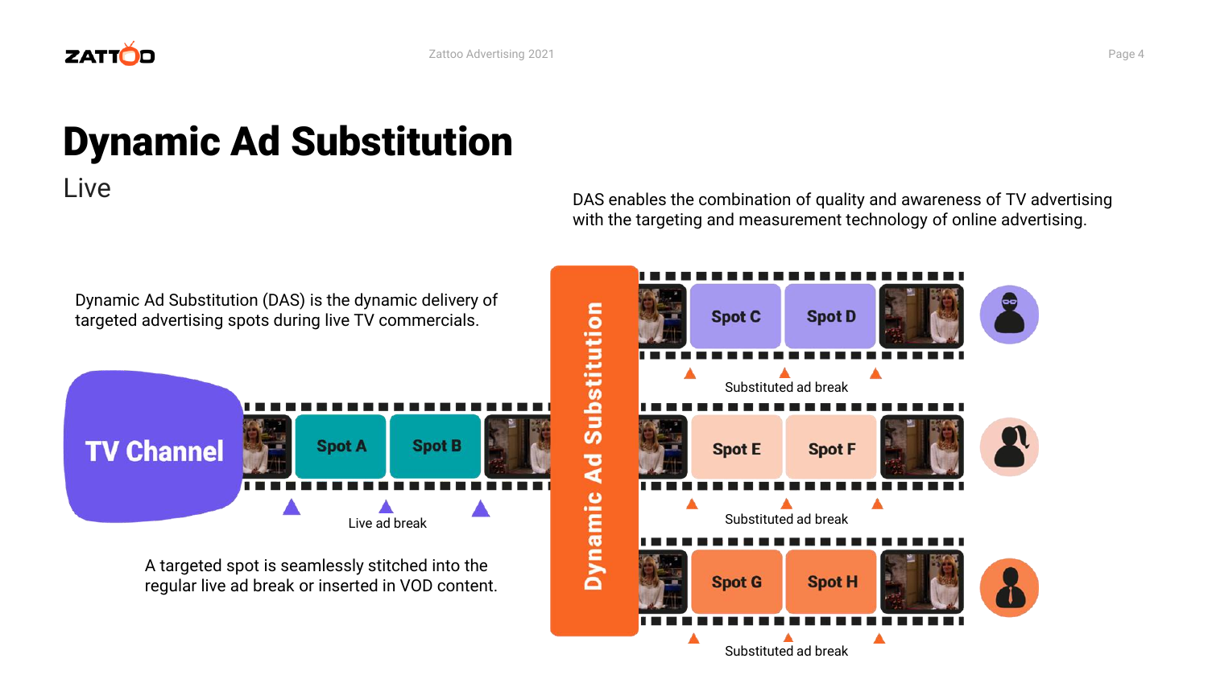# Dynamic Ad Substitution

## Live

DAS enables the combination of quality and awareness of TV advertising with the targeting and measurement technology of online advertising.

Dynamic Ad Substitution (DAS) is the dynamic delivery of targeted advertising spots during live TV commercials.

TV Channel

Spot A | Spot B

Live ad break

Dynamic Ad Substitution

Spot C | Spot D

Substituted ad break

Spot E | Spot F

Substituted ad break

Spot G | Spot H

Substituted ad break

A targeted spot is seamlessly stitched into the regular live ad break or inserted in VOD content.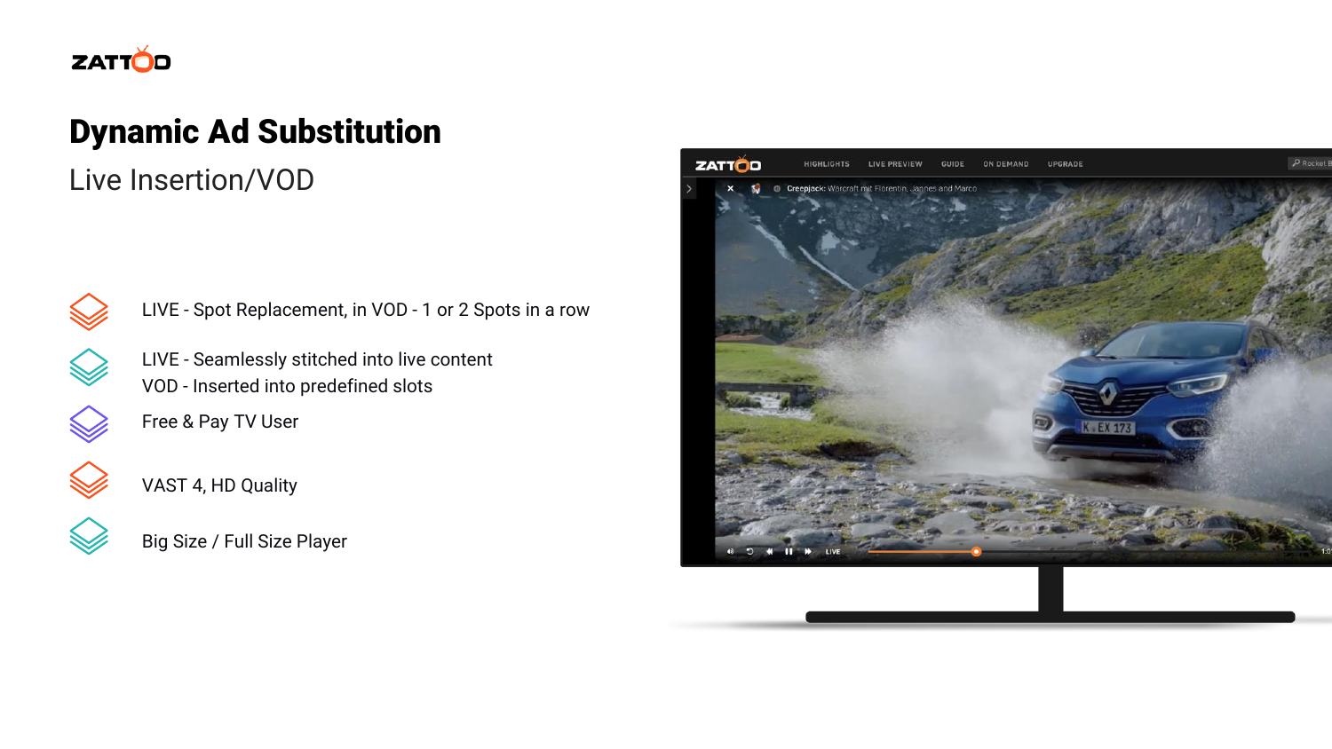ZATTOO

# Dynamic Ad Substitution

## Live Insertion/VOD

- LIVE - Spot Replacement, in VOD - 1 or 2 Spots in a row
- LIVE - Seamlessly stitched into live content
  VOD - Inserted into predefined slots
- Free & Pay TV User
- VAST 4, HD Quality
- Big Size / Full Size Player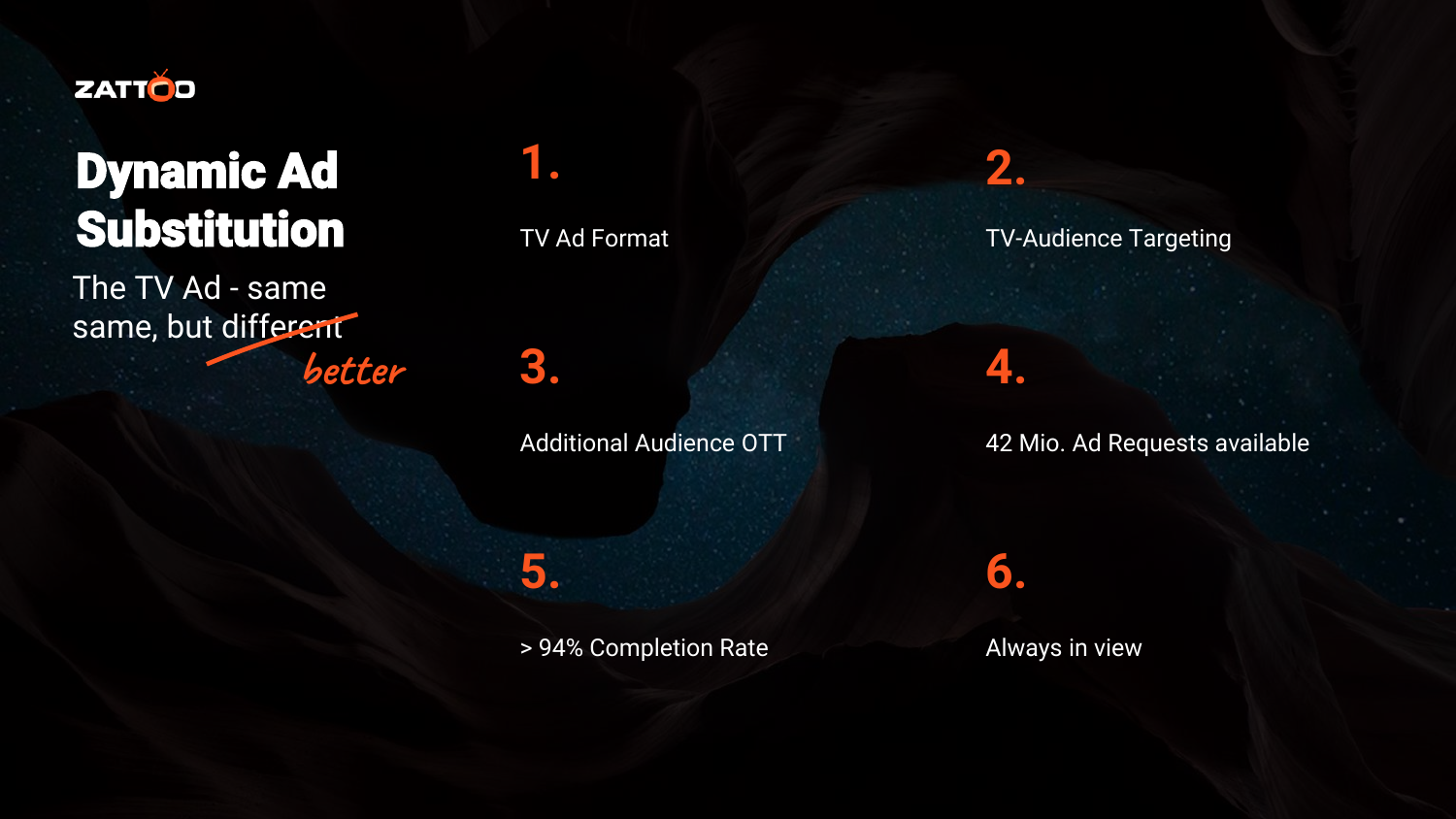ZATTOO

# Dynamic Ad Substitution

The TV Ad - same same, but ~~different~~ *better*

**1.**

TV Ad Format

**2.**

TV-Audience Targeting

**3.**

Additional Audience OTT

**4.**

42 Mio. Ad Requests available

**5.**

> 94% Completion Rate

**6.**

Always in view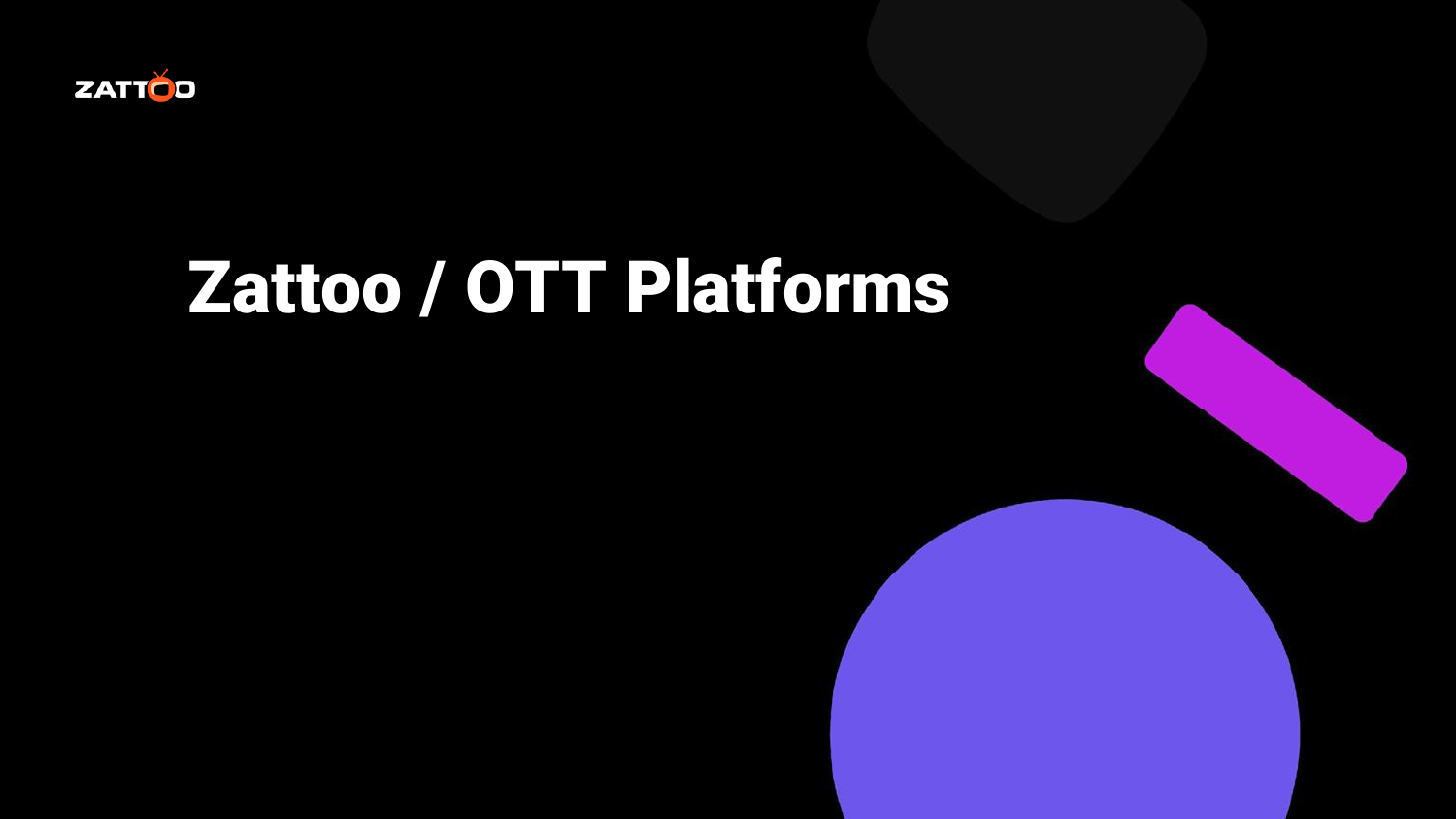ZATTOO

# Zattoo / OTT Platforms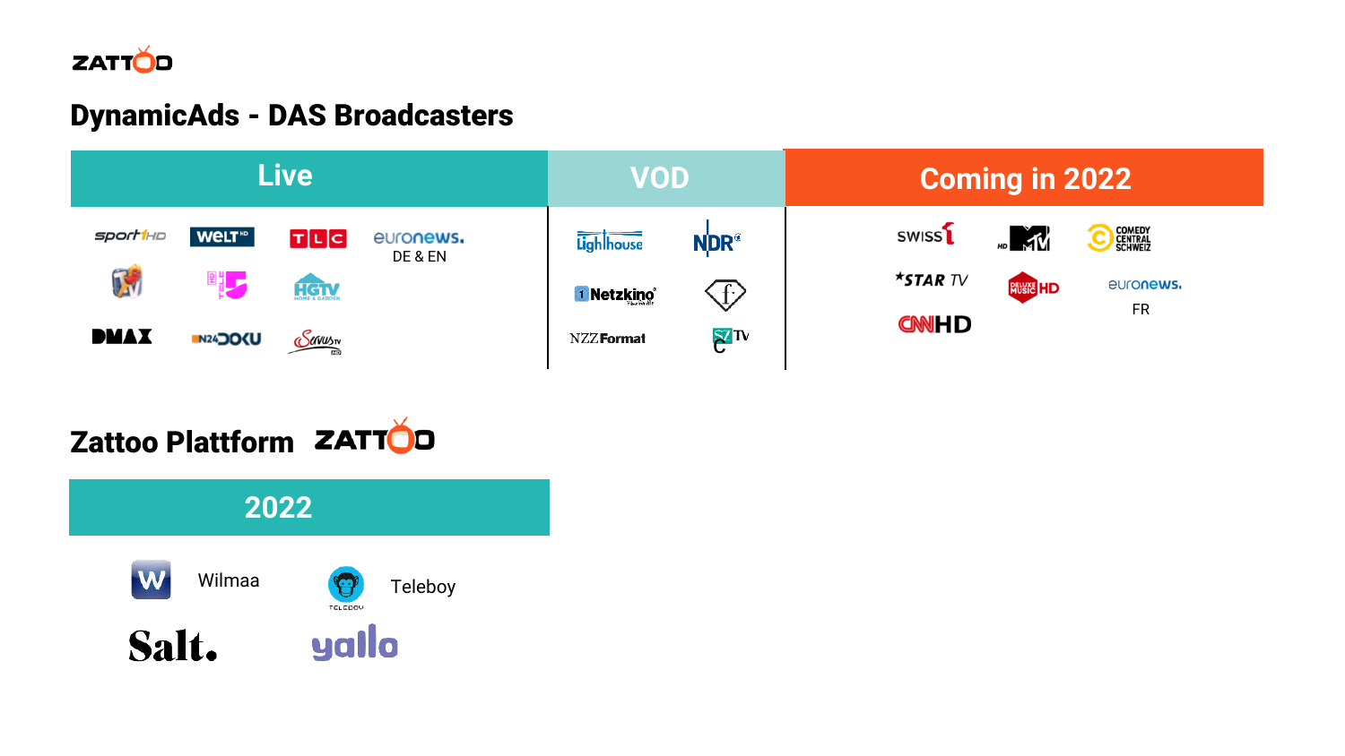ZATTOO

# DynamicAds - DAS Broadcasters

| Live | VOD | Coming in 2022 |
| --- | --- | --- |
| sport1 HD, WELT HD, TLC, euronews. DE & EN | Lighthouse, NDR | SWISS1, MTV HD, COMEDY CENTRAL SCHWEIZ |
| Tele 5, HGTV | Netzkino | STAR TV, DELUXE MUSIC HD, euronews. FR |
| DMAX, N24 DOKU, ServusTV HD | NZZ Format | CNN HD |

# Zattoo Plattform ZATTOO

## 2022

- Wilmaa
- Teleboy
- Salt.
- yallo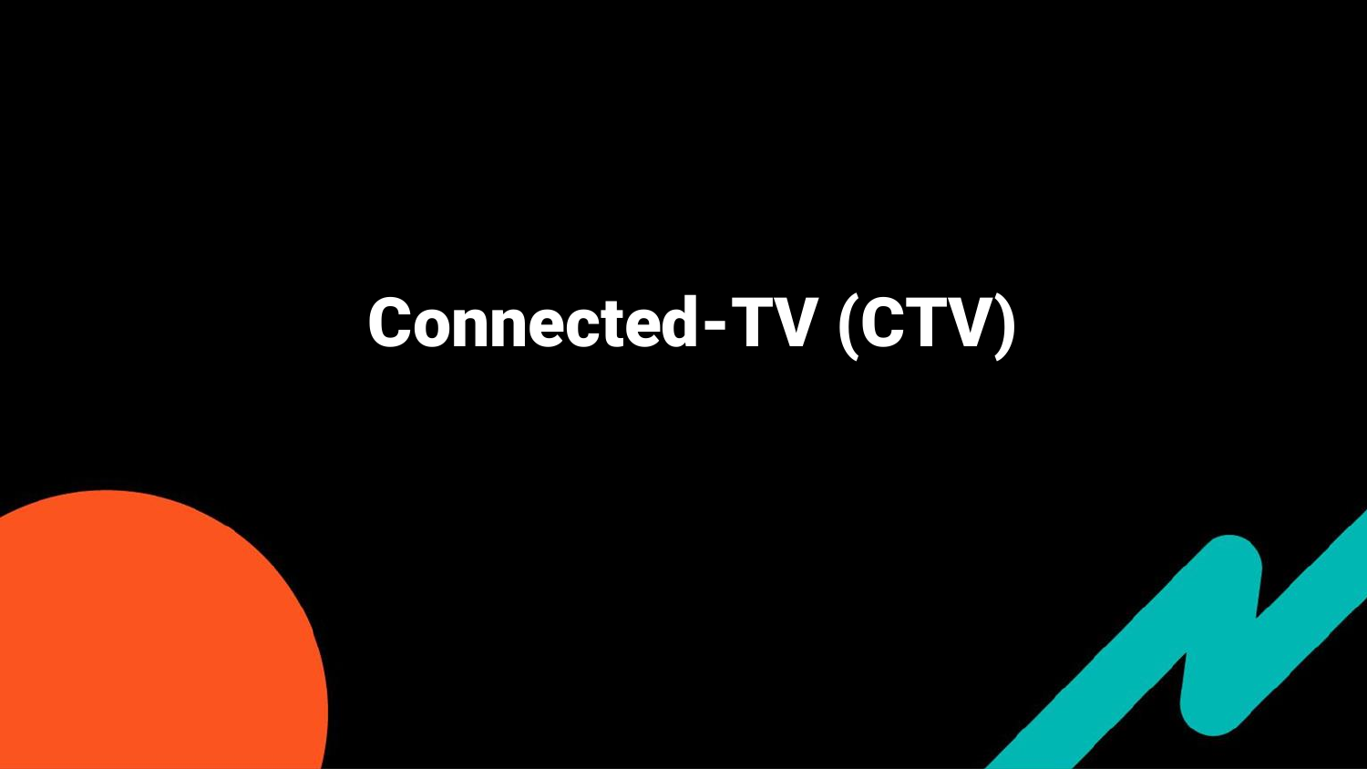# Connected-TV (CTV)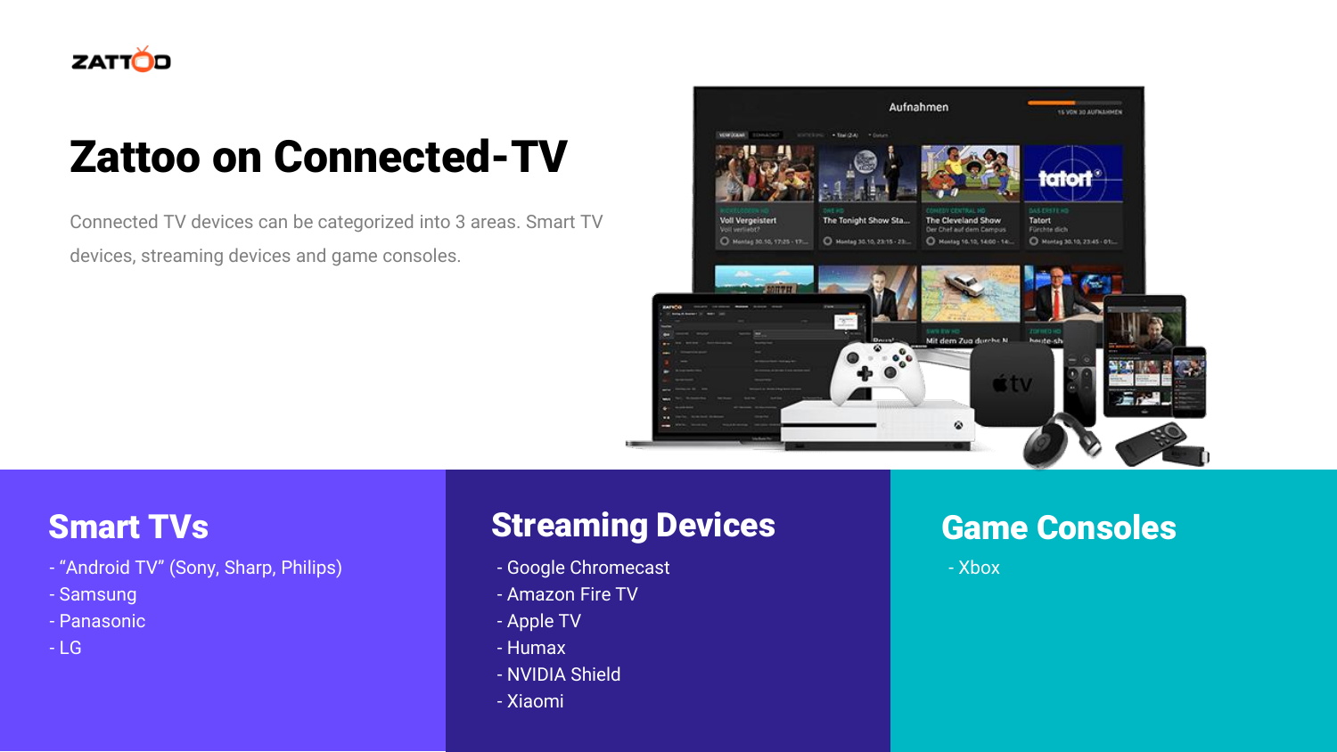# Zattoo on Connected-TV

Connected TV devices can be categorized into 3 areas. Smart TV devices, streaming devices and game consoles.

## Smart TVs

- "Android TV" (Sony, Sharp, Philips)
- Samsung
- Panasonic
- LG

## Streaming Devices

- Google Chromecast
- Amazon Fire TV
- Apple TV
- Humax
- NVIDIA Shield
- Xiaomi

## Game Consoles

- Xbox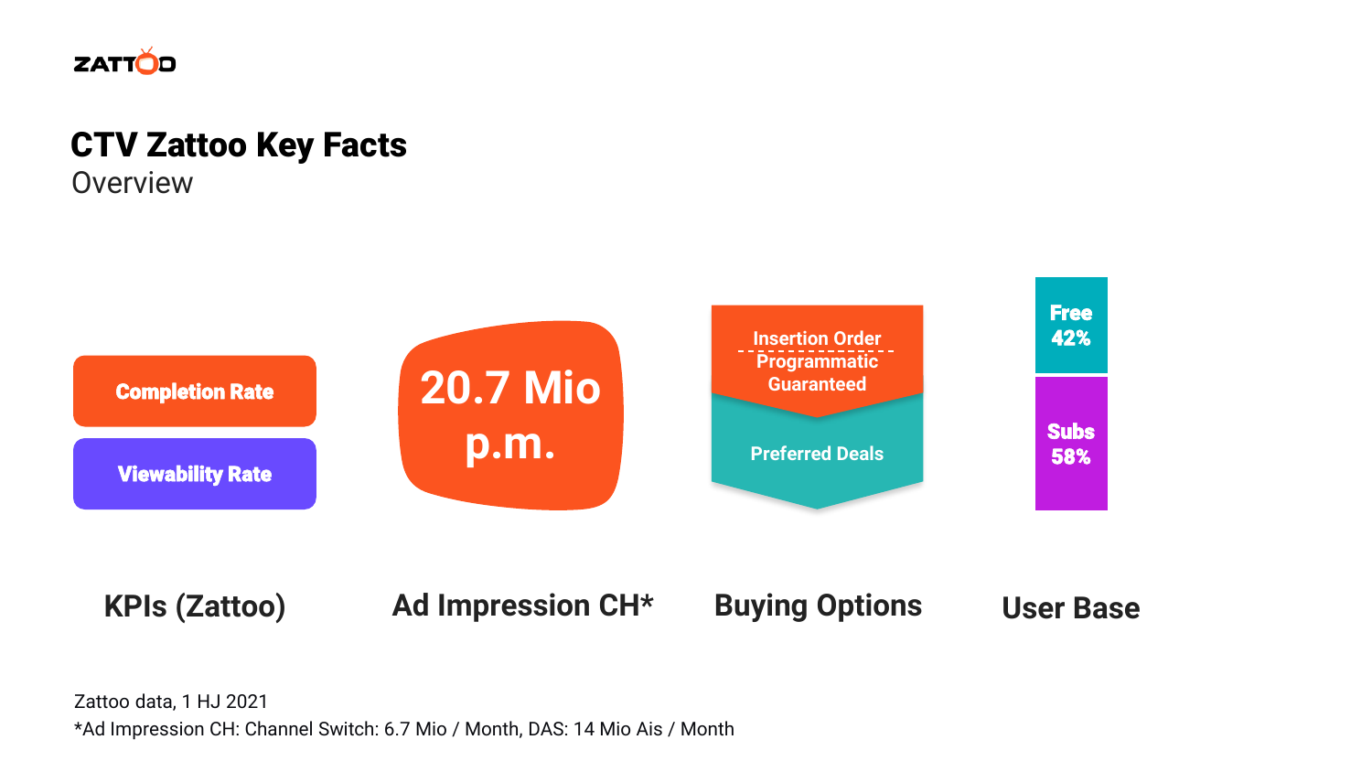# CTV Zattoo Key Facts

Overview

**Completion Rate**

**Viewability Rate**

**KPIs (Zattoo)**

**20.7 Mio p.m.**

**Ad Impression CH***

**Insertion Order**

**Programmatic Guaranteed**

**Preferred Deals**

**Buying Options**

**Free 42%**

**Subs 58%**

**User Base**

Zattoo data, 1 HJ 2021

*Ad Impression CH: Channel Switch: 6.7 Mio / Month, DAS: 14 Mio Ais / Month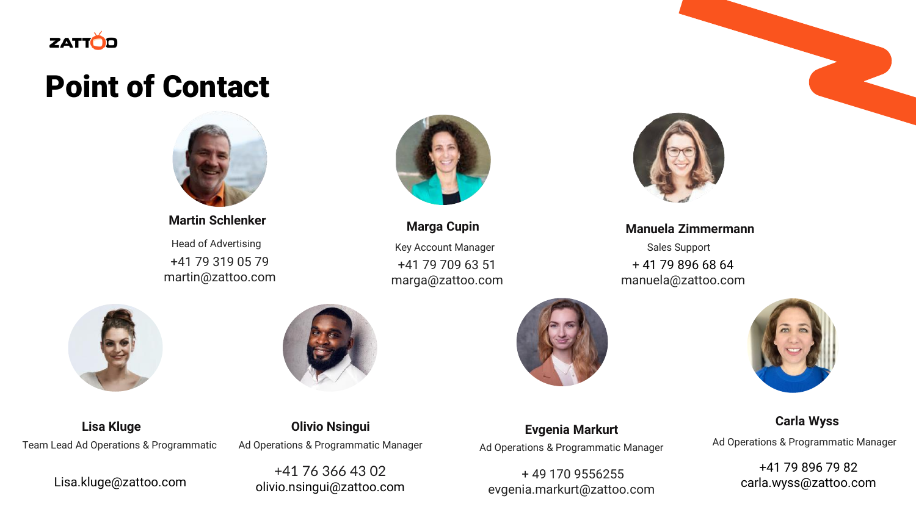# Point of Contact

**Martin Schlenker**
Head of Advertising
+41 79 319 05 79
martin@zattoo.com

**Marga Cupin**
Key Account Manager
+41 79 709 63 51
marga@zattoo.com

**Manuela Zimmermann**
Sales Support
+ 41 79 896 68 64
manuela@zattoo.com

**Lisa Kluge**
Team Lead Ad Operations & Programmatic
Lisa.kluge@zattoo.com

**Olivio Nsingui**
Ad Operations & Programmatic Manager
+41 76 366 43 02
olivio.nsingui@zattoo.com

**Evgenia Markurt**
Ad Operations & Programmatic Manager
+ 49 170 9556255
evgenia.markurt@zattoo.com

**Carla Wyss**
Ad Operations & Programmatic Manager
+41 79 896 79 82
carla.wyss@zattoo.com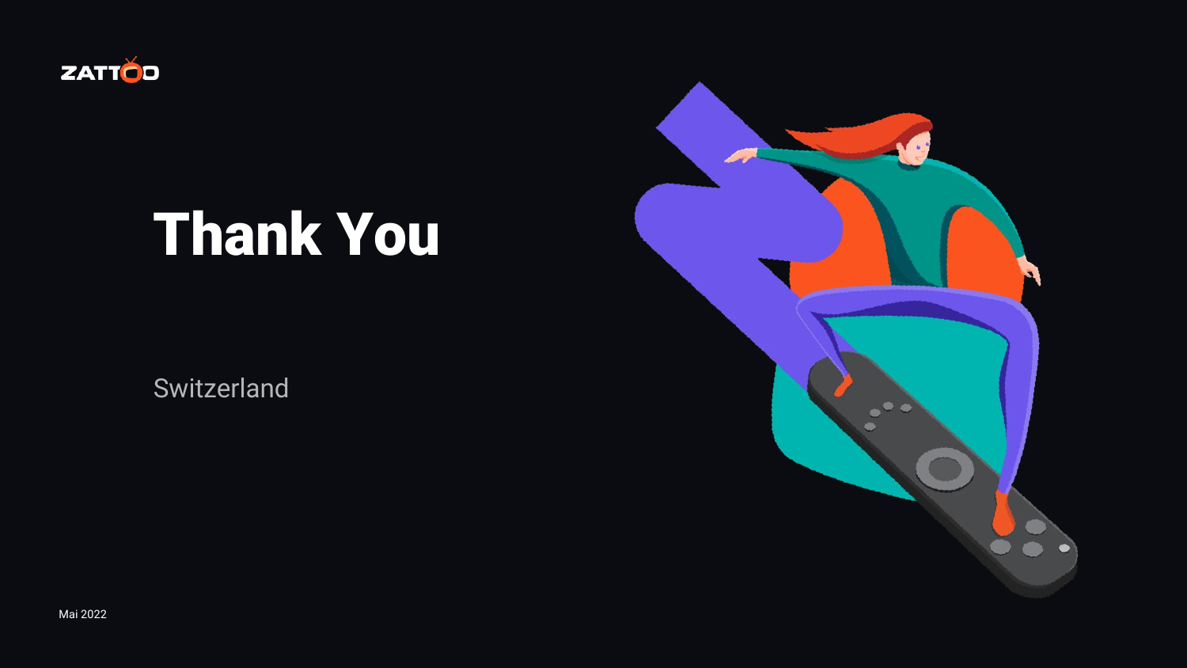ZATTOO

# Thank You

Switzerland

Mai 2022